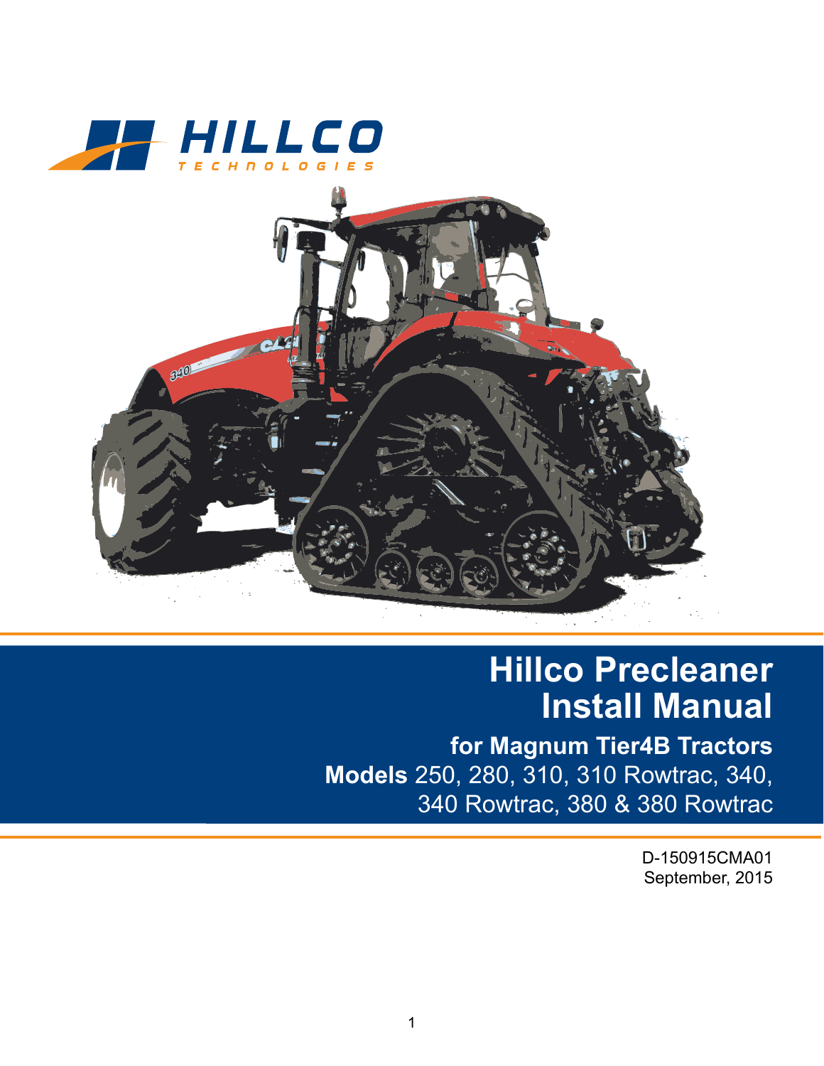HILLCO
TECHNOLOGIES

# Hillco Precleaner Install Manual

## for Magnum Tier4B Tractors

**Models** 250, 280, 310, 310 Rowtrac, 340, 340 Rowtrac, 380 & 380 Rowtrac

D-150915CMA01
September, 2015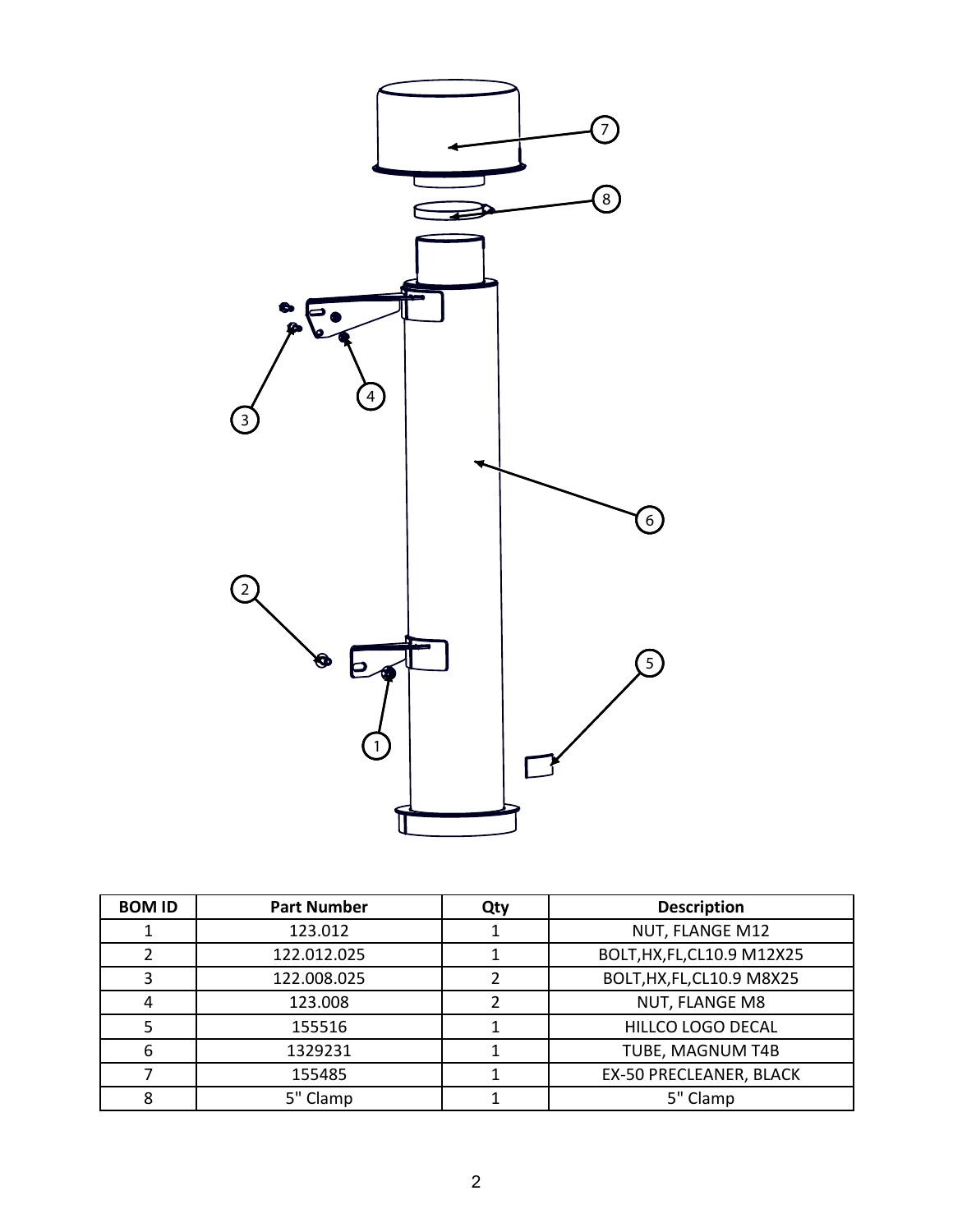| BOM ID | Part Number | Qty | Description |
|---|---|---|---|
| 1 | 123.012 | 1 | NUT, FLANGE M12 |
| 2 | 122.012.025 | 1 | BOLT,HX,FL,CL10.9 M12X25 |
| 3 | 122.008.025 | 2 | BOLT,HX,FL,CL10.9 M8X25 |
| 4 | 123.008 | 2 | NUT, FLANGE M8 |
| 5 | 155516 | 1 | HILLCO LOGO DECAL |
| 6 | 1329231 | 1 | TUBE, MAGNUM T4B |
| 7 | 155485 | 1 | EX-50 PRECLEANER, BLACK |
| 8 | 5" Clamp | 1 | 5" Clamp |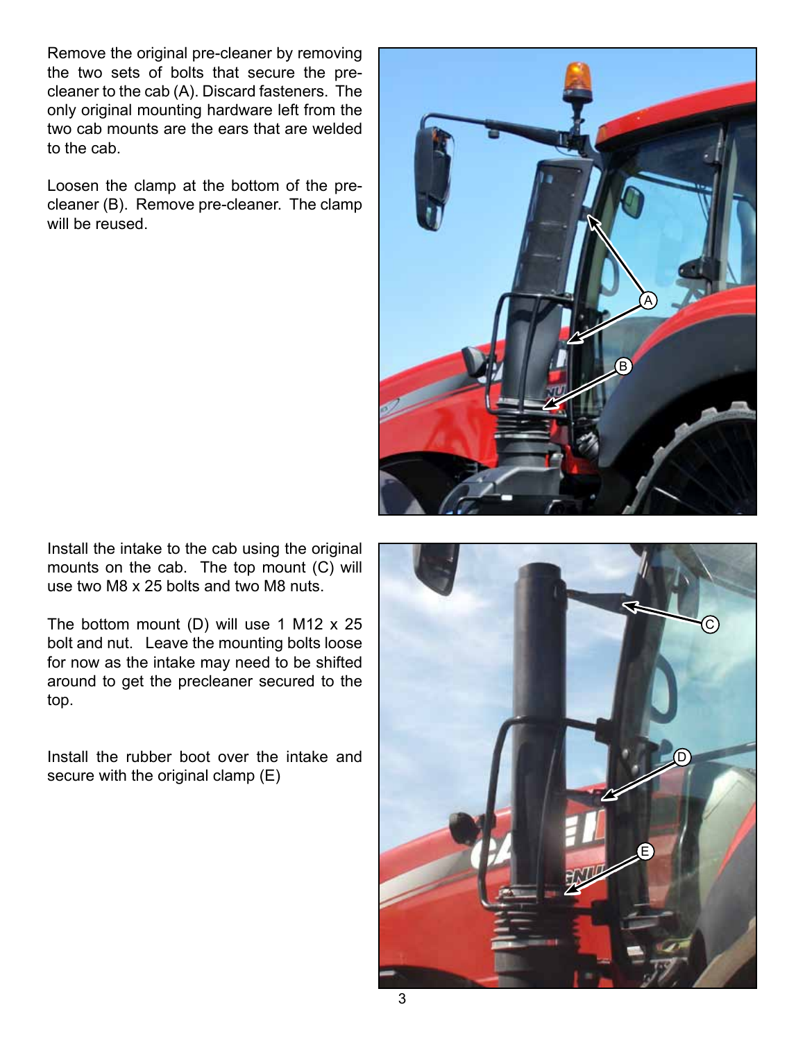Remove the original pre-cleaner by removing the two sets of bolts that secure the pre-cleaner to the cab (A). Discard fasteners. The only original mounting hardware left from the two cab mounts are the ears that are welded to the cab.

Loosen the clamp at the bottom of the pre-cleaner (B). Remove pre-cleaner. The clamp will be reused.

Install the intake to the cab using the original mounts on the cab. The top mount (C) will use two M8 x 25 bolts and two M8 nuts.

The bottom mount (D) will use 1 M12 x 25 bolt and nut. Leave the mounting bolts loose for now as the intake may need to be shifted around to get the precleaner secured to the top.

Install the rubber boot over the intake and secure with the original clamp (E)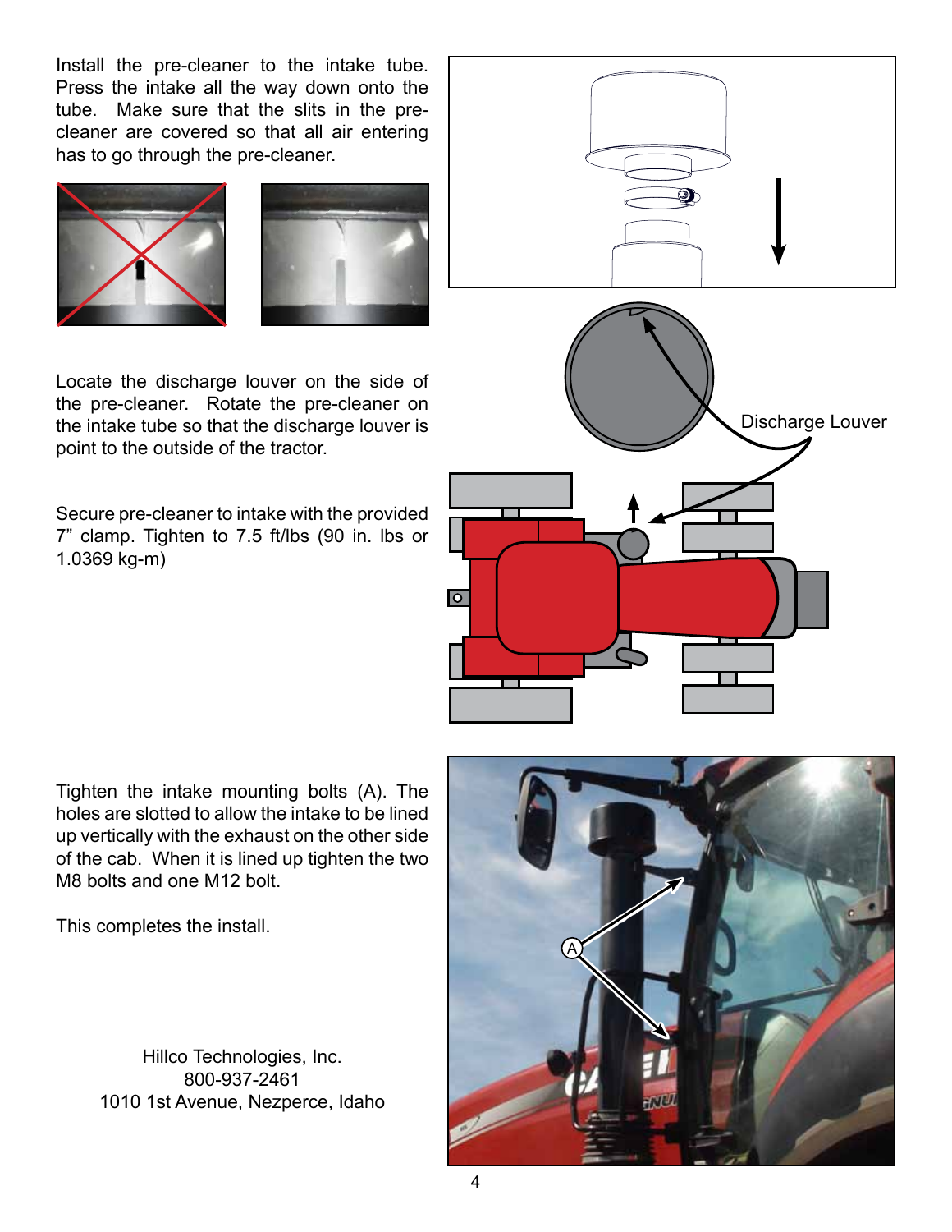Install the pre-cleaner to the intake tube. Press the intake all the way down onto the tube. Make sure that the slits in the pre-cleaner are covered so that all air entering has to go through the pre-cleaner.

Locate the discharge louver on the side of the pre-cleaner. Rotate the pre-cleaner on the intake tube so that the discharge louver is point to the outside of the tractor.

Discharge Louver

Secure pre-cleaner to intake with the provided 7" clamp. Tighten to 7.5 ft/lbs (90 in. lbs or 1.0369 kg-m)

Tighten the intake mounting bolts (A). The holes are slotted to allow the intake to be lined up vertically with the exhaust on the other side of the cab. When it is lined up tighten the two M8 bolts and one M12 bolt.

A

This completes the install.

Hillco Technologies, Inc.
800-937-2461
1010 1st Avenue, Nezperce, Idaho